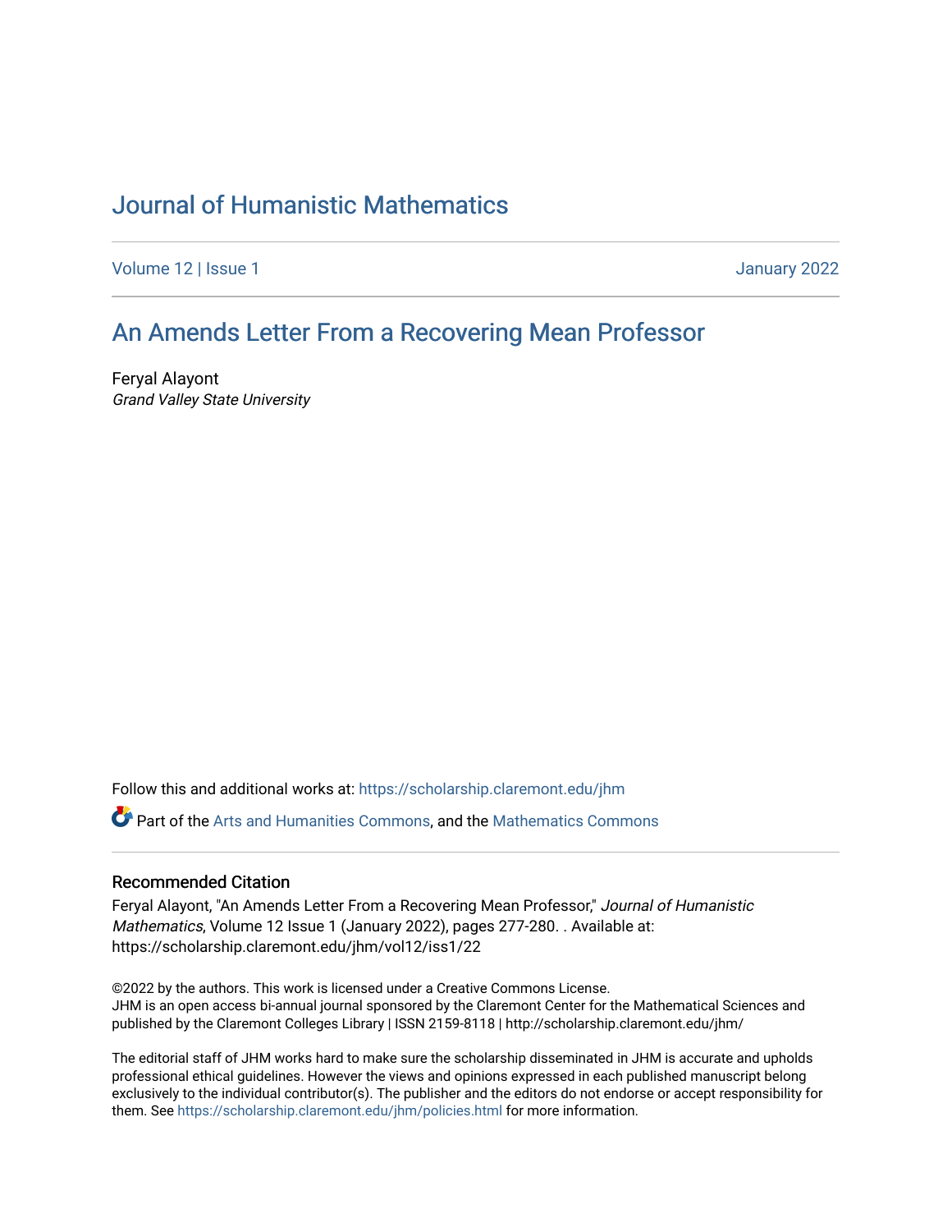# Journal of Humanistic Mathematics

Volume 12 | Issue 1 January 2022

## An Amends Letter From a Recovering Mean Professor

Feryal Alayont
*Grand Valley State University*

Follow this and additional works at: https://scholarship.claremont.edu/jhm

Part of the Arts and Humanities Commons, and the Mathematics Commons

### Recommended Citation

Feryal Alayont, "An Amends Letter From a Recovering Mean Professor," *Journal of Humanistic Mathematics*, Volume 12 Issue 1 (January 2022), pages 277-280. . Available at: https://scholarship.claremont.edu/jhm/vol12/iss1/22

©2022 by the authors. This work is licensed under a Creative Commons License.
JHM is an open access bi-annual journal sponsored by the Claremont Center for the Mathematical Sciences and published by the Claremont Colleges Library | ISSN 2159-8118 | http://scholarship.claremont.edu/jhm/

The editorial staff of JHM works hard to make sure the scholarship disseminated in JHM is accurate and upholds professional ethical guidelines. However the views and opinions expressed in each published manuscript belong exclusively to the individual contributor(s). The publisher and the editors do not endorse or accept responsibility for them. See https://scholarship.claremont.edu/jhm/policies.html for more information.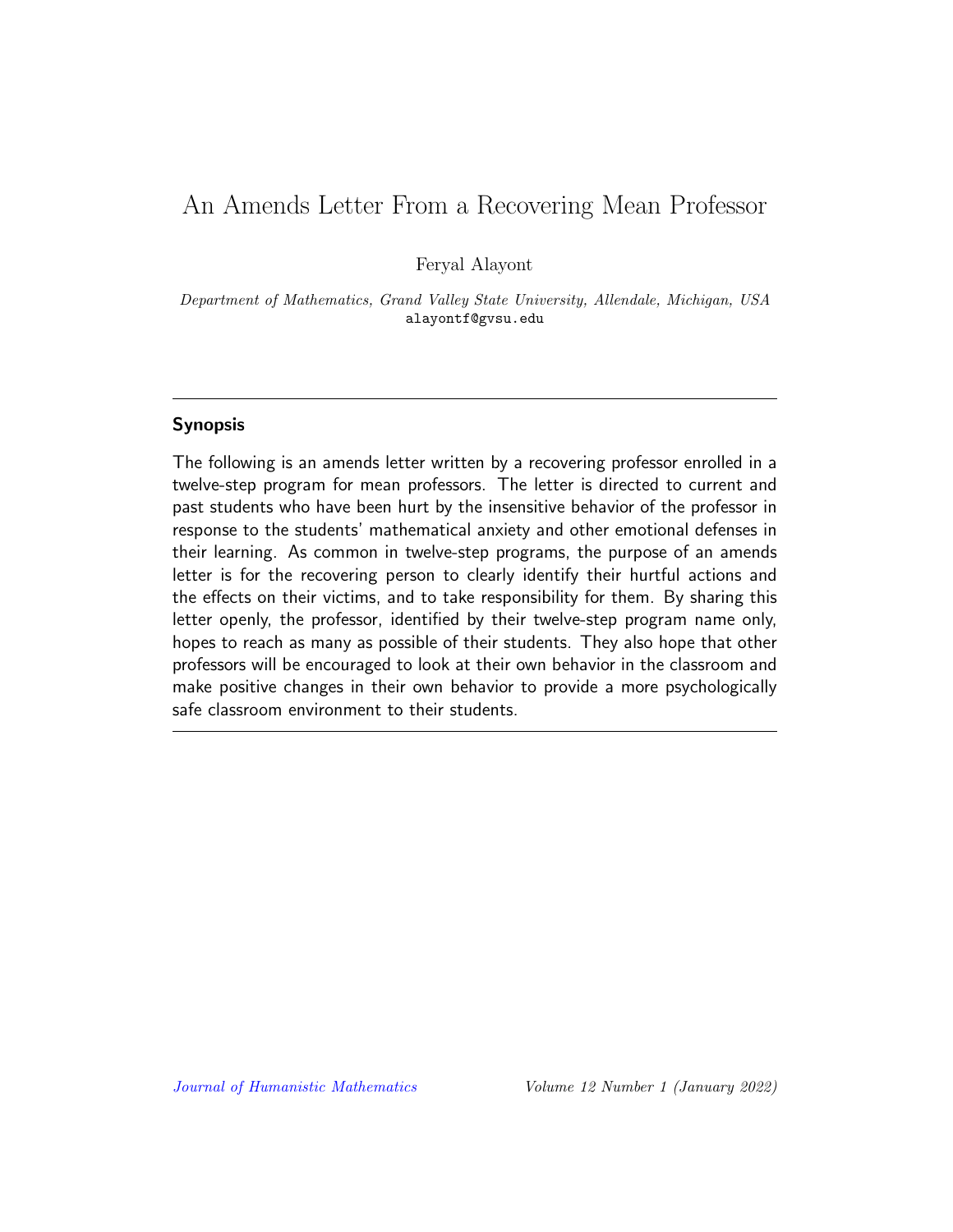# An Amends Letter From a Recovering Mean Professor

Feryal Alayont

*Department of Mathematics, Grand Valley State University, Allendale, Michigan, USA*
alayontf@gvsu.edu

---

### Synopsis

The following is an amends letter written by a recovering professor enrolled in a twelve-step program for mean professors. The letter is directed to current and past students who have been hurt by the insensitive behavior of the professor in response to the students' mathematical anxiety and other emotional defenses in their learning. As common in twelve-step programs, the purpose of an amends letter is for the recovering person to clearly identify their hurtful actions and the effects on their victims, and to take responsibility for them. By sharing this letter openly, the professor, identified by their twelve-step program name only, hopes to reach as many as possible of their students. They also hope that other professors will be encouraged to look at their own behavior in the classroom and make positive changes in their own behavior to provide a more psychologically safe classroom environment to their students.

---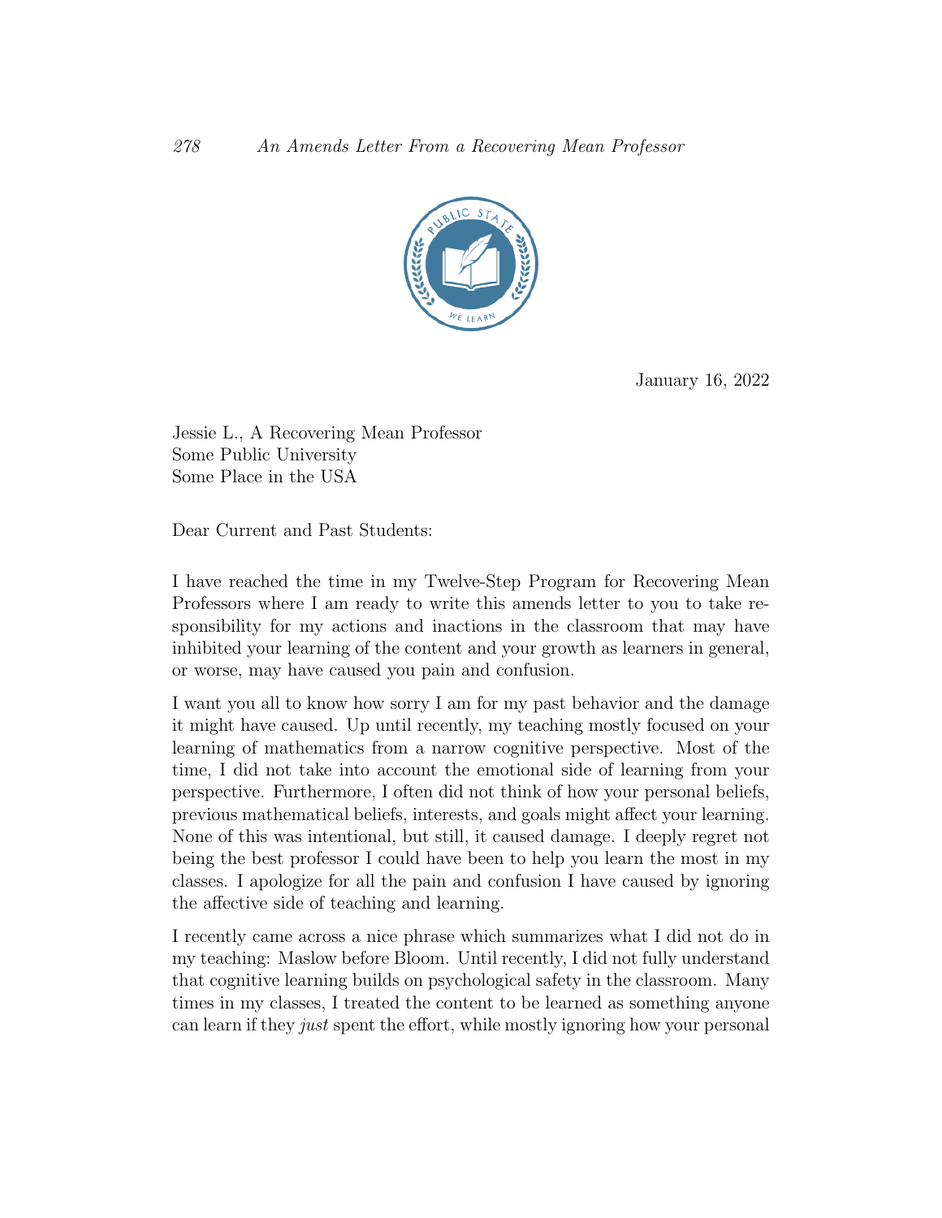January 16, 2022

Jessie L., A Recovering Mean Professor
Some Public University
Some Place in the USA

Dear Current and Past Students:

I have reached the time in my Twelve-Step Program for Recovering Mean Professors where I am ready to write this amends letter to you to take responsibility for my actions and inactions in the classroom that may have inhibited your learning of the content and your growth as learners in general, or worse, may have caused you pain and confusion.

I want you all to know how sorry I am for my past behavior and the damage it might have caused. Up until recently, my teaching mostly focused on your learning of mathematics from a narrow cognitive perspective. Most of the time, I did not take into account the emotional side of learning from your perspective. Furthermore, I often did not think of how your personal beliefs, previous mathematical beliefs, interests, and goals might affect your learning. None of this was intentional, but still, it caused damage. I deeply regret not being the best professor I could have been to help you learn the most in my classes. I apologize for all the pain and confusion I have caused by ignoring the affective side of teaching and learning.

I recently came across a nice phrase which summarizes what I did not do in my teaching: Maslow before Bloom. Until recently, I did not fully understand that cognitive learning builds on psychological safety in the classroom. Many times in my classes, I treated the content to be learned as something anyone can learn if they *just* spent the effort, while mostly ignoring how your personal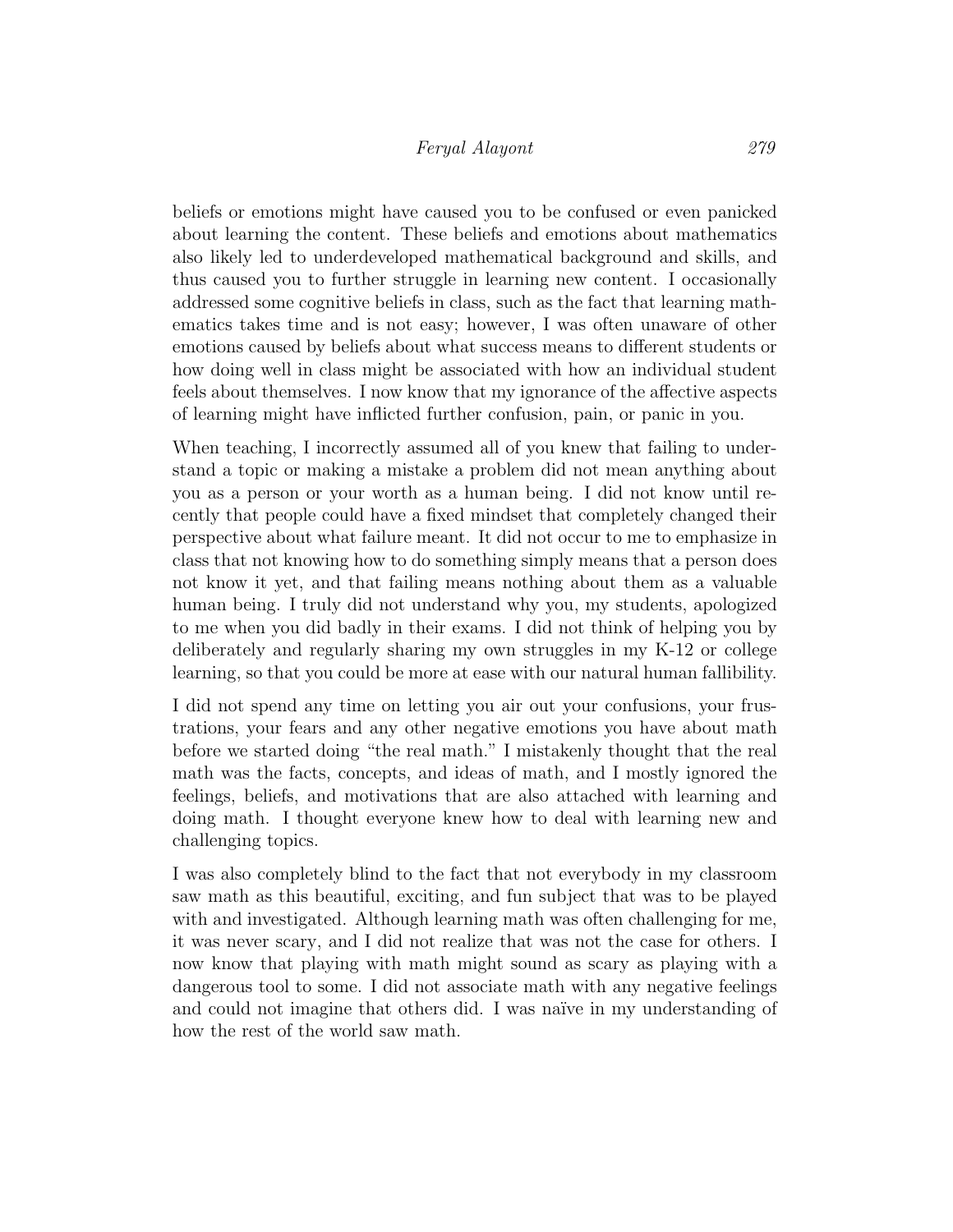beliefs or emotions might have caused you to be confused or even panicked about learning the content. These beliefs and emotions about mathematics also likely led to underdeveloped mathematical background and skills, and thus caused you to further struggle in learning new content. I occasionally addressed some cognitive beliefs in class, such as the fact that learning mathematics takes time and is not easy; however, I was often unaware of other emotions caused by beliefs about what success means to different students or how doing well in class might be associated with how an individual student feels about themselves. I now know that my ignorance of the affective aspects of learning might have inflicted further confusion, pain, or panic in you.

When teaching, I incorrectly assumed all of you knew that failing to understand a topic or making a mistake a problem did not mean anything about you as a person or your worth as a human being. I did not know until recently that people could have a fixed mindset that completely changed their perspective about what failure meant. It did not occur to me to emphasize in class that not knowing how to do something simply means that a person does not know it yet, and that failing means nothing about them as a valuable human being. I truly did not understand why you, my students, apologized to me when you did badly in their exams. I did not think of helping you by deliberately and regularly sharing my own struggles in my K-12 or college learning, so that you could be more at ease with our natural human fallibility.

I did not spend any time on letting you air out your confusions, your frustrations, your fears and any other negative emotions you have about math before we started doing "the real math." I mistakenly thought that the real math was the facts, concepts, and ideas of math, and I mostly ignored the feelings, beliefs, and motivations that are also attached with learning and doing math. I thought everyone knew how to deal with learning new and challenging topics.

I was also completely blind to the fact that not everybody in my classroom saw math as this beautiful, exciting, and fun subject that was to be played with and investigated. Although learning math was often challenging for me, it was never scary, and I did not realize that was not the case for others. I now know that playing with math might sound as scary as playing with a dangerous tool to some. I did not associate math with any negative feelings and could not imagine that others did. I was naïve in my understanding of how the rest of the world saw math.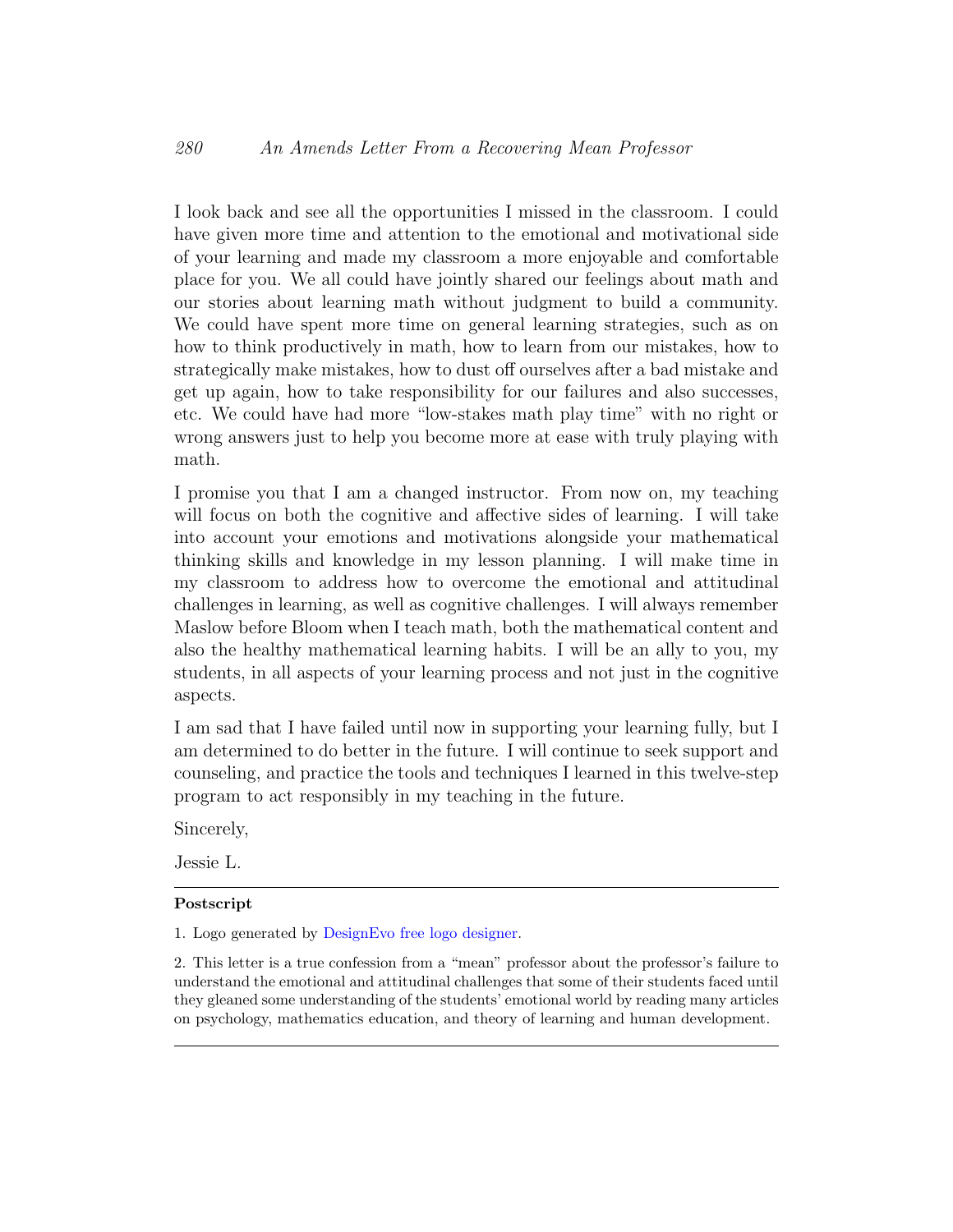I look back and see all the opportunities I missed in the classroom. I could have given more time and attention to the emotional and motivational side of your learning and made my classroom a more enjoyable and comfortable place for you. We all could have jointly shared our feelings about math and our stories about learning math without judgment to build a community. We could have spent more time on general learning strategies, such as on how to think productively in math, how to learn from our mistakes, how to strategically make mistakes, how to dust off ourselves after a bad mistake and get up again, how to take responsibility for our failures and also successes, etc. We could have had more "low-stakes math play time" with no right or wrong answers just to help you become more at ease with truly playing with math.

I promise you that I am a changed instructor. From now on, my teaching will focus on both the cognitive and affective sides of learning. I will take into account your emotions and motivations alongside your mathematical thinking skills and knowledge in my lesson planning. I will make time in my classroom to address how to overcome the emotional and attitudinal challenges in learning, as well as cognitive challenges. I will always remember Maslow before Bloom when I teach math, both the mathematical content and also the healthy mathematical learning habits. I will be an ally to you, my students, in all aspects of your learning process and not just in the cognitive aspects.

I am sad that I have failed until now in supporting your learning fully, but I am determined to do better in the future. I will continue to seek support and counseling, and practice the tools and techniques I learned in this twelve-step program to act responsibly in my teaching in the future.

Sincerely,

Jessie L.

---

**Postscript**

1. Logo generated by DesignEvo free logo designer.

2. This letter is a true confession from a "mean" professor about the professor's failure to understand the emotional and attitudinal challenges that some of their students faced until they gleaned some understanding of the students' emotional world by reading many articles on psychology, mathematics education, and theory of learning and human development.

---